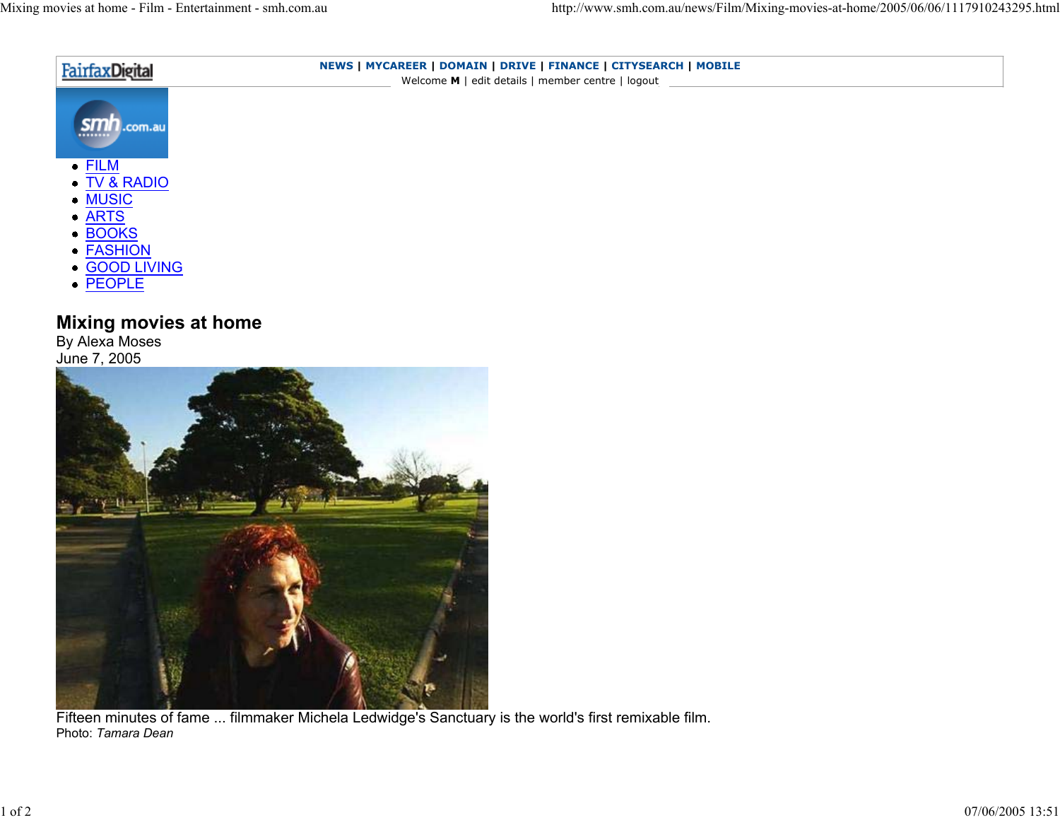FairfaxDigital

**NEWS** | **MYCAREER** | **DOMAIN** | **DRIVE** | **FINANCE** | **CITYSEARCH** | **MOBILE**

Welcome **M** | edit details | member centre | logout

- FILM
- TV & RADIO
- MUSIC
- ARTS
- BOOKS
- FASHION
- GOOD LIVING
- PEOPLE

# Mixing movies at home

By Alexa Moses
June 7, 2005

Fifteen minutes of fame ... filmmaker Michela Ledwidge's Sanctuary is the world's first remixable film.
Photo: *Tamara Dean*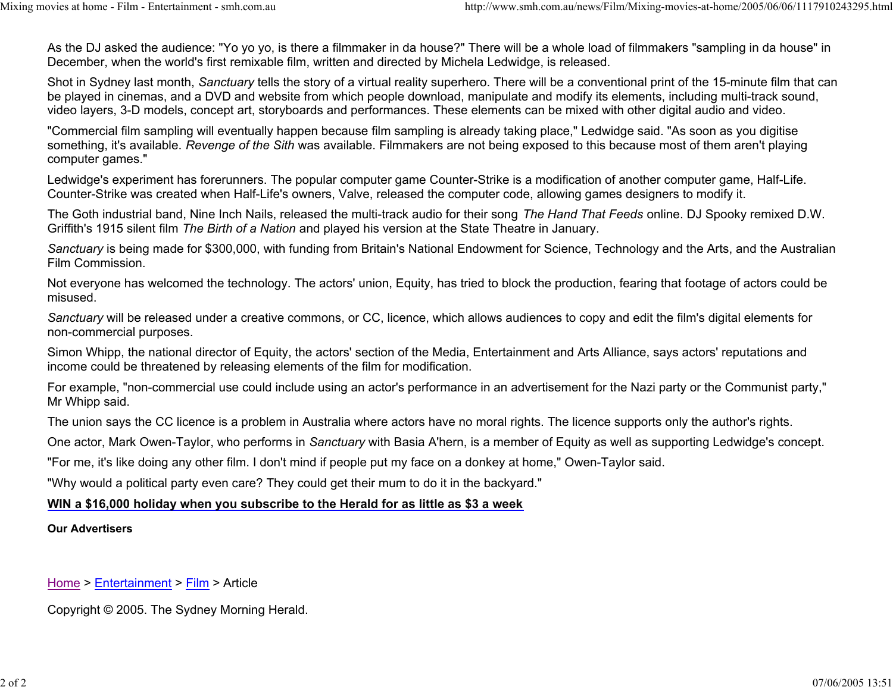As the DJ asked the audience: "Yo yo yo, is there a filmmaker in da house?" There will be a whole load of filmmakers "sampling in da house" in December, when the world's first remixable film, written and directed by Michela Ledwidge, is released.

Shot in Sydney last month, *Sanctuary* tells the story of a virtual reality superhero. There will be a conventional print of the 15-minute film that can be played in cinemas, and a DVD and website from which people download, manipulate and modify its elements, including multi-track sound, video layers, 3-D models, concept art, storyboards and performances. These elements can be mixed with other digital audio and video.

"Commercial film sampling will eventually happen because film sampling is already taking place," Ledwidge said. "As soon as you digitise something, it's available. *Revenge of the Sith* was available. Filmmakers are not being exposed to this because most of them aren't playing computer games."

Ledwidge's experiment has forerunners. The popular computer game Counter-Strike is a modification of another computer game, Half-Life. Counter-Strike was created when Half-Life's owners, Valve, released the computer code, allowing games designers to modify it.

The Goth industrial band, Nine Inch Nails, released the multi-track audio for their song *The Hand That Feeds* online. DJ Spooky remixed D.W. Griffith's 1915 silent film *The Birth of a Nation* and played his version at the State Theatre in January.

*Sanctuary* is being made for $300,000, with funding from Britain's National Endowment for Science, Technology and the Arts, and the Australian Film Commission.

Not everyone has welcomed the technology. The actors' union, Equity, has tried to block the production, fearing that footage of actors could be misused.

*Sanctuary* will be released under a creative commons, or CC, licence, which allows audiences to copy and edit the film's digital elements for non-commercial purposes.

Simon Whipp, the national director of Equity, the actors' section of the Media, Entertainment and Arts Alliance, says actors' reputations and income could be threatened by releasing elements of the film for modification.

For example, "non-commercial use could include using an actor's performance in an advertisement for the Nazi party or the Communist party," Mr Whipp said.

The union says the CC licence is a problem in Australia where actors have no moral rights. The licence supports only the author's rights.

One actor, Mark Owen-Taylor, who performs in *Sanctuary* with Basia A'hern, is a member of Equity as well as supporting Ledwidge's concept.

"For me, it's like doing any other film. I don't mind if people put my face on a donkey at home," Owen-Taylor said.

"Why would a political party even care? They could get their mum to do it in the backyard."

**WIN a $16,000 holiday when you subscribe to the Herald for as little as $3 a week**

**Our Advertisers**

Home > Entertainment > Film > Article

Copyright © 2005. The Sydney Morning Herald.